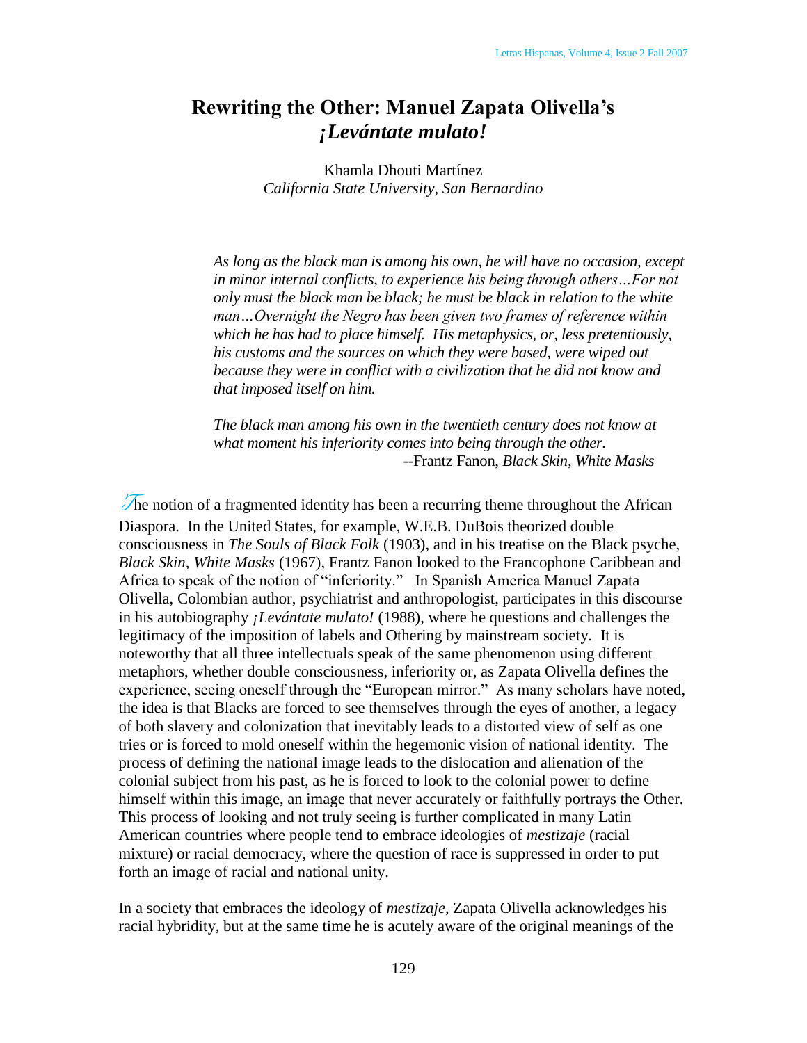# Rewriting the Other: Manuel Zapata Olivella's *¡Levántate mulato!*

Khamla Dhouti Martínez
*California State University, San Bernardino*

> *As long as the black man is among his own, he will have no occasion, except in minor internal conflicts, to experience his being through others…For not only must the black man be black; he must be black in relation to the white man…Overnight the Negro has been given two frames of reference within which he has had to place himself. His metaphysics, or, less pretentiously, his customs and the sources on which they were based, were wiped out because they were in conflict with a civilization that he did not know and that imposed itself on him.*
>
> *The black man among his own in the twentieth century does not know at what moment his inferiority comes into being through the other.*
>
> --Frantz Fanon, *Black Skin, White Masks*

The notion of a fragmented identity has been a recurring theme throughout the African Diaspora. In the United States, for example, W.E.B. DuBois theorized double consciousness in *The Souls of Black Folk* (1903), and in his treatise on the Black psyche, *Black Skin, White Masks* (1967), Frantz Fanon looked to the Francophone Caribbean and Africa to speak of the notion of "inferiority." In Spanish America Manuel Zapata Olivella, Colombian author, psychiatrist and anthropologist, participates in this discourse in his autobiography *¡Levántate mulato!* (1988), where he questions and challenges the legitimacy of the imposition of labels and Othering by mainstream society. It is noteworthy that all three intellectuals speak of the same phenomenon using different metaphors, whether double consciousness, inferiority or, as Zapata Olivella defines the experience, seeing oneself through the "European mirror." As many scholars have noted, the idea is that Blacks are forced to see themselves through the eyes of another, a legacy of both slavery and colonization that inevitably leads to a distorted view of self as one tries or is forced to mold oneself within the hegemonic vision of national identity. The process of defining the national image leads to the dislocation and alienation of the colonial subject from his past, as he is forced to look to the colonial power to define himself within this image, an image that never accurately or faithfully portrays the Other. This process of looking and not truly seeing is further complicated in many Latin American countries where people tend to embrace ideologies of *mestizaje* (racial mixture) or racial democracy, where the question of race is suppressed in order to put forth an image of racial and national unity.

In a society that embraces the ideology of *mestizaje*, Zapata Olivella acknowledges his racial hybridity, but at the same time he is acutely aware of the original meanings of the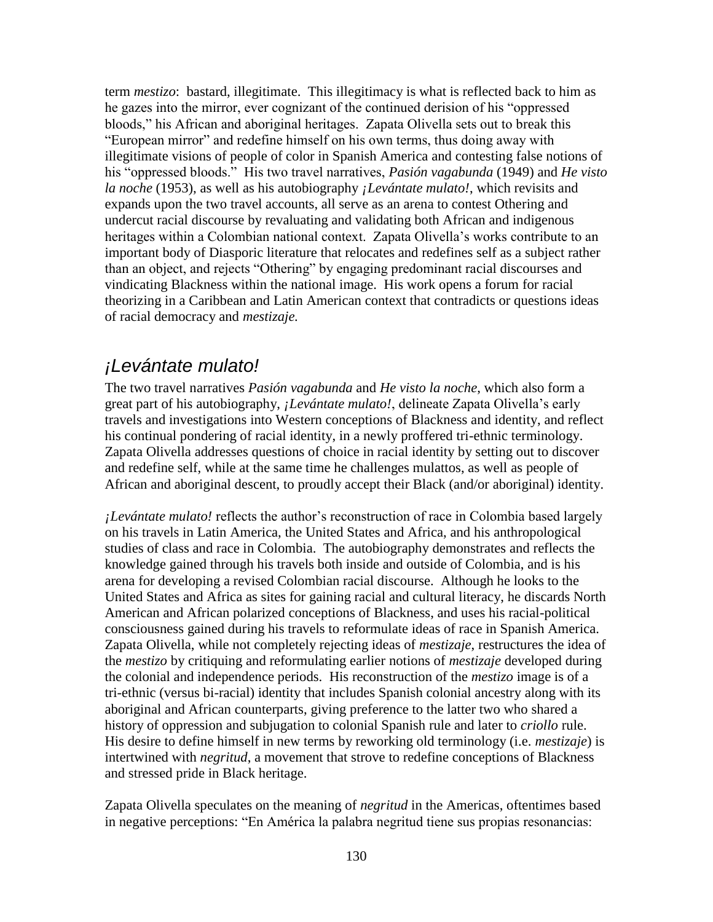term *mestizo*: bastard, illegitimate. This illegitimacy is what is reflected back to him as he gazes into the mirror, ever cognizant of the continued derision of his "oppressed bloods," his African and aboriginal heritages. Zapata Olivella sets out to break this "European mirror" and redefine himself on his own terms, thus doing away with illegitimate visions of people of color in Spanish America and contesting false notions of his "oppressed bloods." His two travel narratives, *Pasión vagabunda* (1949) and *He visto la noche* (1953), as well as his autobiography *¡Levántate mulato!*, which revisits and expands upon the two travel accounts, all serve as an arena to contest Othering and undercut racial discourse by revaluating and validating both African and indigenous heritages within a Colombian national context. Zapata Olivella's works contribute to an important body of Diasporic literature that relocates and redefines self as a subject rather than an object, and rejects "Othering" by engaging predominant racial discourses and vindicating Blackness within the national image. His work opens a forum for racial theorizing in a Caribbean and Latin American context that contradicts or questions ideas of racial democracy and *mestizaje.*

## *¡Levántate mulato!*

The two travel narratives *Pasión vagabunda* and *He visto la noche*, which also form a great part of his autobiography, *¡Levántate mulato!*, delineate Zapata Olivella's early travels and investigations into Western conceptions of Blackness and identity, and reflect his continual pondering of racial identity, in a newly proffered tri-ethnic terminology. Zapata Olivella addresses questions of choice in racial identity by setting out to discover and redefine self, while at the same time he challenges mulattos, as well as people of African and aboriginal descent, to proudly accept their Black (and/or aboriginal) identity.

*¡Levántate mulato!* reflects the author's reconstruction of race in Colombia based largely on his travels in Latin America, the United States and Africa, and his anthropological studies of class and race in Colombia. The autobiography demonstrates and reflects the knowledge gained through his travels both inside and outside of Colombia, and is his arena for developing a revised Colombian racial discourse. Although he looks to the United States and Africa as sites for gaining racial and cultural literacy, he discards North American and African polarized conceptions of Blackness, and uses his racial-political consciousness gained during his travels to reformulate ideas of race in Spanish America. Zapata Olivella, while not completely rejecting ideas of *mestizaje*, restructures the idea of the *mestizo* by critiquing and reformulating earlier notions of *mestizaje* developed during the colonial and independence periods. His reconstruction of the *mestizo* image is of a tri-ethnic (versus bi-racial) identity that includes Spanish colonial ancestry along with its aboriginal and African counterparts, giving preference to the latter two who shared a history of oppression and subjugation to colonial Spanish rule and later to *criollo* rule. His desire to define himself in new terms by reworking old terminology (i.e. *mestizaje*) is intertwined with *negritud*, a movement that strove to redefine conceptions of Blackness and stressed pride in Black heritage.

Zapata Olivella speculates on the meaning of *negritud* in the Americas, oftentimes based in negative perceptions: "En América la palabra negritud tiene sus propias resonancias: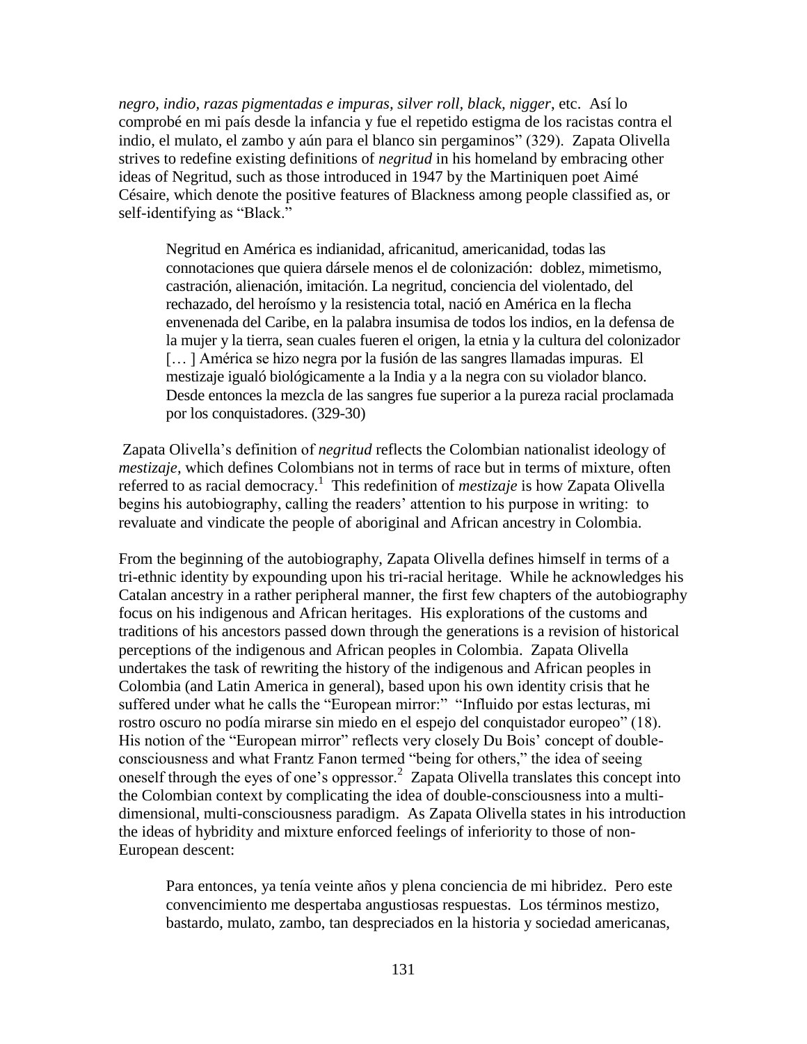*negro, indio, razas pigmentadas e impuras, silver roll, black, nigger*, etc. Así lo comprobé en mi país desde la infancia y fue el repetido estigma de los racistas contra el indio, el mulato, el zambo y aún para el blanco sin pergaminos" (329). Zapata Olivella strives to redefine existing definitions of *negritud* in his homeland by embracing other ideas of Negritud, such as those introduced in 1947 by the Martiniquen poet Aimé Césaire, which denote the positive features of Blackness among people classified as, or self-identifying as "Black."

> Negritud en América es indianidad, africanitud, americanidad, todas las connotaciones que quiera dársele menos el de colonización: doblez, mimetismo, castración, alienación, imitación. La negritud, conciencia del violentado, del rechazado, del heroísmo y la resistencia total, nació en América en la flecha envenenada del Caribe, en la palabra insumisa de todos los indios, en la defensa de la mujer y la tierra, sean cuales fueren el origen, la etnia y la cultura del colonizador [… ] América se hizo negra por la fusión de las sangres llamadas impuras. El mestizaje igualó biológicamente a la India y a la negra con su violador blanco. Desde entonces la mezcla de las sangres fue superior a la pureza racial proclamada por los conquistadores. (329-30)

Zapata Olivella's definition of *negritud* reflects the Colombian nationalist ideology of *mestizaje*, which defines Colombians not in terms of race but in terms of mixture, often referred to as racial democracy.[1] This redefinition of *mestizaje* is how Zapata Olivella begins his autobiography, calling the readers' attention to his purpose in writing: to revaluate and vindicate the people of aboriginal and African ancestry in Colombia.

From the beginning of the autobiography, Zapata Olivella defines himself in terms of a tri-ethnic identity by expounding upon his tri-racial heritage. While he acknowledges his Catalan ancestry in a rather peripheral manner, the first few chapters of the autobiography focus on his indigenous and African heritages. His explorations of the customs and traditions of his ancestors passed down through the generations is a revision of historical perceptions of the indigenous and African peoples in Colombia. Zapata Olivella undertakes the task of rewriting the history of the indigenous and African peoples in Colombia (and Latin America in general), based upon his own identity crisis that he suffered under what he calls the "European mirror:" "Influido por estas lecturas, mi rostro oscuro no podía mirarse sin miedo en el espejo del conquistador europeo" (18). His notion of the "European mirror" reflects very closely Du Bois' concept of double-consciousness and what Frantz Fanon termed "being for others," the idea of seeing oneself through the eyes of one's oppressor.[2] Zapata Olivella translates this concept into the Colombian context by complicating the idea of double-consciousness into a multi-dimensional, multi-consciousness paradigm. As Zapata Olivella states in his introduction the ideas of hybridity and mixture enforced feelings of inferiority to those of non-European descent:

> Para entonces, ya tenía veinte años y plena conciencia de mi hibridez. Pero este convencimiento me despertaba angustiosas respuestas. Los términos mestizo, bastardo, mulato, zambo, tan despreciados en la historia y sociedad americanas,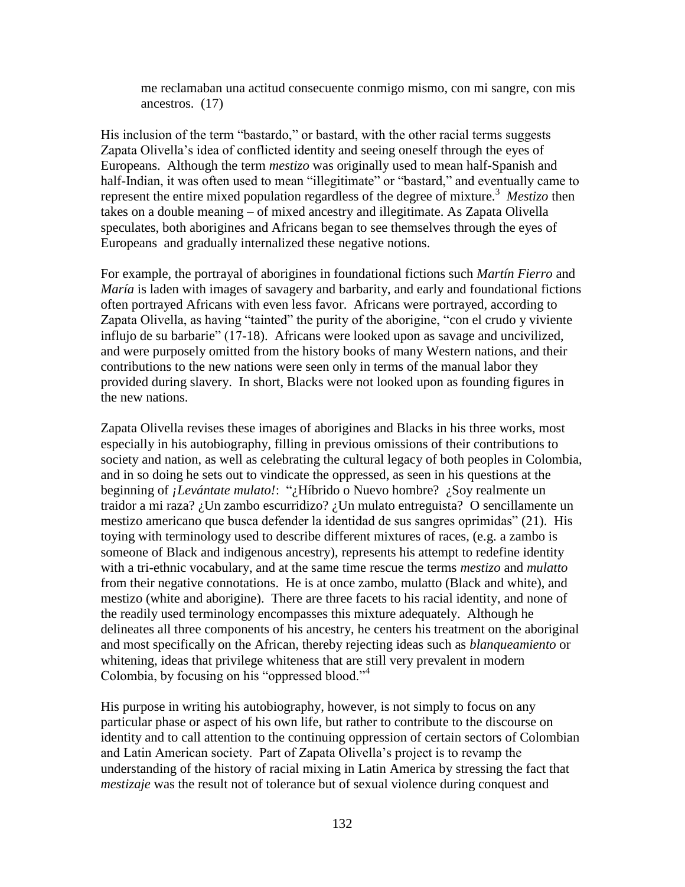> me reclamaban una actitud consecuente conmigo mismo, con mi sangre, con mis ancestros. (17)

His inclusion of the term "bastardo," or bastard, with the other racial terms suggests Zapata Olivella's idea of conflicted identity and seeing oneself through the eyes of Europeans. Although the term *mestizo* was originally used to mean half-Spanish and half-Indian, it was often used to mean "illegitimate" or "bastard," and eventually came to represent the entire mixed population regardless of the degree of mixture.[3] *Mestizo* then takes on a double meaning – of mixed ancestry and illegitimate. As Zapata Olivella speculates, both aborigines and Africans began to see themselves through the eyes of Europeans and gradually internalized these negative notions.

For example, the portrayal of aborigines in foundational fictions such *Martín Fierro* and *María* is laden with images of savagery and barbarity, and early and foundational fictions often portrayed Africans with even less favor. Africans were portrayed, according to Zapata Olivella, as having "tainted" the purity of the aborigine, "con el crudo y viviente influjo de su barbarie" (17-18). Africans were looked upon as savage and uncivilized, and were purposely omitted from the history books of many Western nations, and their contributions to the new nations were seen only in terms of the manual labor they provided during slavery. In short, Blacks were not looked upon as founding figures in the new nations.

Zapata Olivella revises these images of aborigines and Blacks in his three works, most especially in his autobiography, filling in previous omissions of their contributions to society and nation, as well as celebrating the cultural legacy of both peoples in Colombia, and in so doing he sets out to vindicate the oppressed, as seen in his questions at the beginning of *¡Levántate mulato!*: "¿Híbrido o Nuevo hombre? ¿Soy realmente un traidor a mi raza? ¿Un zambo escurridizo? ¿Un mulato entreguista? O sencillamente un mestizo americano que busca defender la identidad de sus sangres oprimidas" (21). His toying with terminology used to describe different mixtures of races, (e.g. a zambo is someone of Black and indigenous ancestry), represents his attempt to redefine identity with a tri-ethnic vocabulary, and at the same time rescue the terms *mestizo* and *mulatto* from their negative connotations. He is at once zambo, mulatto (Black and white), and mestizo (white and aborigine). There are three facets to his racial identity, and none of the readily used terminology encompasses this mixture adequately. Although he delineates all three components of his ancestry, he centers his treatment on the aboriginal and most specifically on the African, thereby rejecting ideas such as *blanqueamiento* or whitening, ideas that privilege whiteness that are still very prevalent in modern Colombia, by focusing on his "oppressed blood."[4]

His purpose in writing his autobiography, however, is not simply to focus on any particular phase or aspect of his own life, but rather to contribute to the discourse on identity and to call attention to the continuing oppression of certain sectors of Colombian and Latin American society. Part of Zapata Olivella's project is to revamp the understanding of the history of racial mixing in Latin America by stressing the fact that *mestizaje* was the result not of tolerance but of sexual violence during conquest and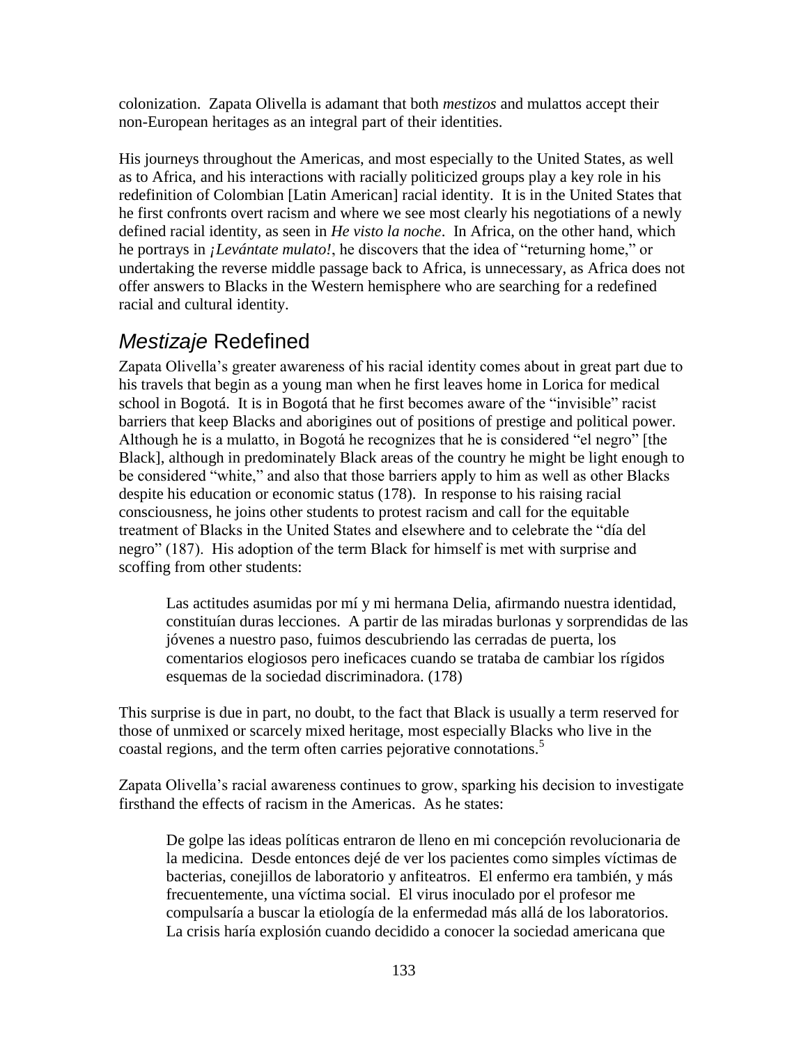colonization. Zapata Olivella is adamant that both *mestizos* and mulattos accept their non-European heritages as an integral part of their identities.

His journeys throughout the Americas, and most especially to the United States, as well as to Africa, and his interactions with racially politicized groups play a key role in his redefinition of Colombian [Latin American] racial identity. It is in the United States that he first confronts overt racism and where we see most clearly his negotiations of a newly defined racial identity, as seen in *He visto la noche*. In Africa, on the other hand, which he portrays in *¡Levántate mulato!*, he discovers that the idea of "returning home," or undertaking the reverse middle passage back to Africa, is unnecessary, as Africa does not offer answers to Blacks in the Western hemisphere who are searching for a redefined racial and cultural identity.

## *Mestizaje* Redefined

Zapata Olivella's greater awareness of his racial identity comes about in great part due to his travels that begin as a young man when he first leaves home in Lorica for medical school in Bogotá. It is in Bogotá that he first becomes aware of the "invisible" racist barriers that keep Blacks and aborigines out of positions of prestige and political power. Although he is a mulatto, in Bogotá he recognizes that he is considered "el negro" [the Black], although in predominately Black areas of the country he might be light enough to be considered "white," and also that those barriers apply to him as well as other Blacks despite his education or economic status (178). In response to his raising racial consciousness, he joins other students to protest racism and call for the equitable treatment of Blacks in the United States and elsewhere and to celebrate the "día del negro" (187). His adoption of the term Black for himself is met with surprise and scoffing from other students:

> Las actitudes asumidas por mí y mi hermana Delia, afirmando nuestra identidad, constituían duras lecciones. A partir de las miradas burlonas y sorprendidas de las jóvenes a nuestro paso, fuimos descubriendo las cerradas de puerta, los comentarios elogiosos pero ineficaces cuando se trataba de cambiar los rígidos esquemas de la sociedad discriminadora. (178)

This surprise is due in part, no doubt, to the fact that Black is usually a term reserved for those of unmixed or scarcely mixed heritage, most especially Blacks who live in the coastal regions, and the term often carries pejorative connotations.[5]

Zapata Olivella's racial awareness continues to grow, sparking his decision to investigate firsthand the effects of racism in the Americas. As he states:

> De golpe las ideas políticas entraron de lleno en mi concepción revolucionaria de la medicina. Desde entonces dejé de ver los pacientes como simples víctimas de bacterias, conejillos de laboratorio y anfiteatros. El enfermo era también, y más frecuentemente, una víctima social. El virus inoculado por el profesor me compulsaría a buscar la etiología de la enfermedad más allá de los laboratorios. La crisis haría explosión cuando decidido a conocer la sociedad americana que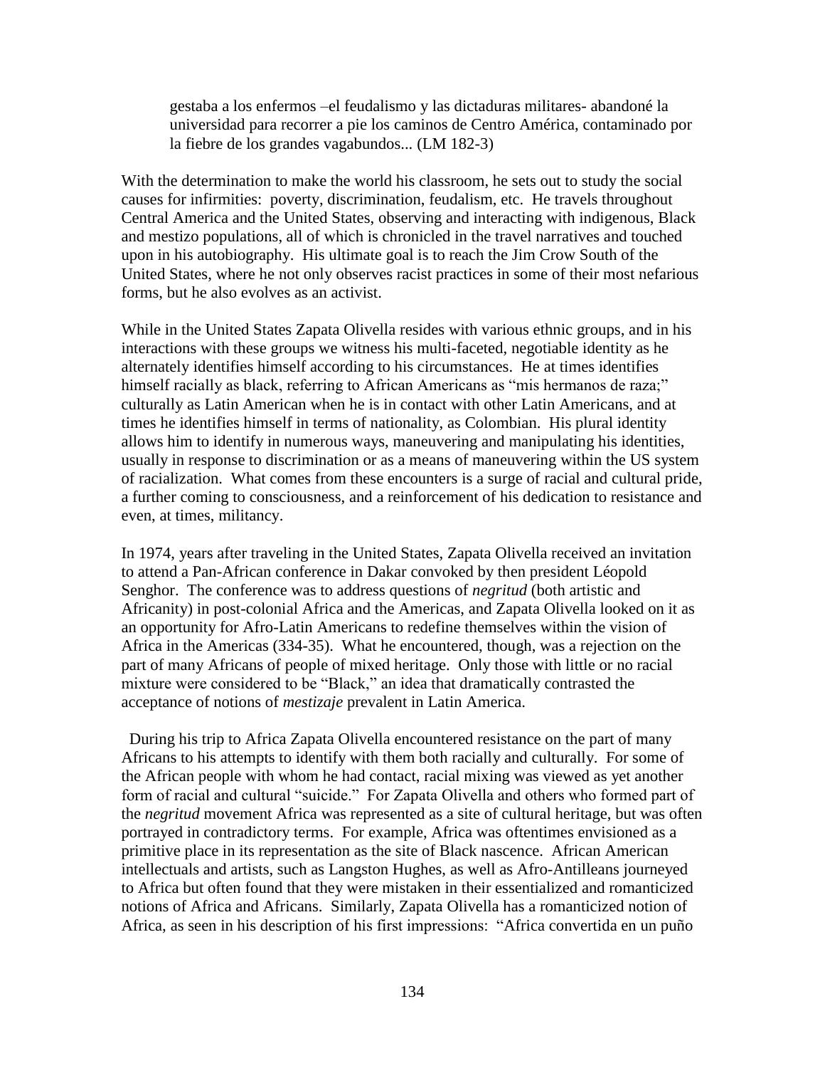> gestaba a los enfermos –el feudalismo y las dictaduras militares- abandoné la universidad para recorrer a pie los caminos de Centro América, contaminado por la fiebre de los grandes vagabundos... (LM 182-3)

With the determination to make the world his classroom, he sets out to study the social causes for infirmities: poverty, discrimination, feudalism, etc. He travels throughout Central America and the United States, observing and interacting with indigenous, Black and mestizo populations, all of which is chronicled in the travel narratives and touched upon in his autobiography. His ultimate goal is to reach the Jim Crow South of the United States, where he not only observes racist practices in some of their most nefarious forms, but he also evolves as an activist.

While in the United States Zapata Olivella resides with various ethnic groups, and in his interactions with these groups we witness his multi-faceted, negotiable identity as he alternately identifies himself according to his circumstances. He at times identifies himself racially as black, referring to African Americans as "mis hermanos de raza;" culturally as Latin American when he is in contact with other Latin Americans, and at times he identifies himself in terms of nationality, as Colombian. His plural identity allows him to identify in numerous ways, maneuvering and manipulating his identities, usually in response to discrimination or as a means of maneuvering within the US system of racialization. What comes from these encounters is a surge of racial and cultural pride, a further coming to consciousness, and a reinforcement of his dedication to resistance and even, at times, militancy.

In 1974, years after traveling in the United States, Zapata Olivella received an invitation to attend a Pan-African conference in Dakar convoked by then president Léopold Senghor. The conference was to address questions of *negritud* (both artistic and Africanity) in post-colonial Africa and the Americas, and Zapata Olivella looked on it as an opportunity for Afro-Latin Americans to redefine themselves within the vision of Africa in the Americas (334-35). What he encountered, though, was a rejection on the part of many Africans of people of mixed heritage. Only those with little or no racial mixture were considered to be "Black," an idea that dramatically contrasted the acceptance of notions of *mestizaje* prevalent in Latin America.

During his trip to Africa Zapata Olivella encountered resistance on the part of many Africans to his attempts to identify with them both racially and culturally. For some of the African people with whom he had contact, racial mixing was viewed as yet another form of racial and cultural "suicide." For Zapata Olivella and others who formed part of the *negritud* movement Africa was represented as a site of cultural heritage, but was often portrayed in contradictory terms. For example, Africa was oftentimes envisioned as a primitive place in its representation as the site of Black nascence. African American intellectuals and artists, such as Langston Hughes, as well as Afro-Antilleans journeyed to Africa but often found that they were mistaken in their essentialized and romanticized notions of Africa and Africans. Similarly, Zapata Olivella has a romanticized notion of Africa, as seen in his description of his first impressions: "Africa convertida en un puño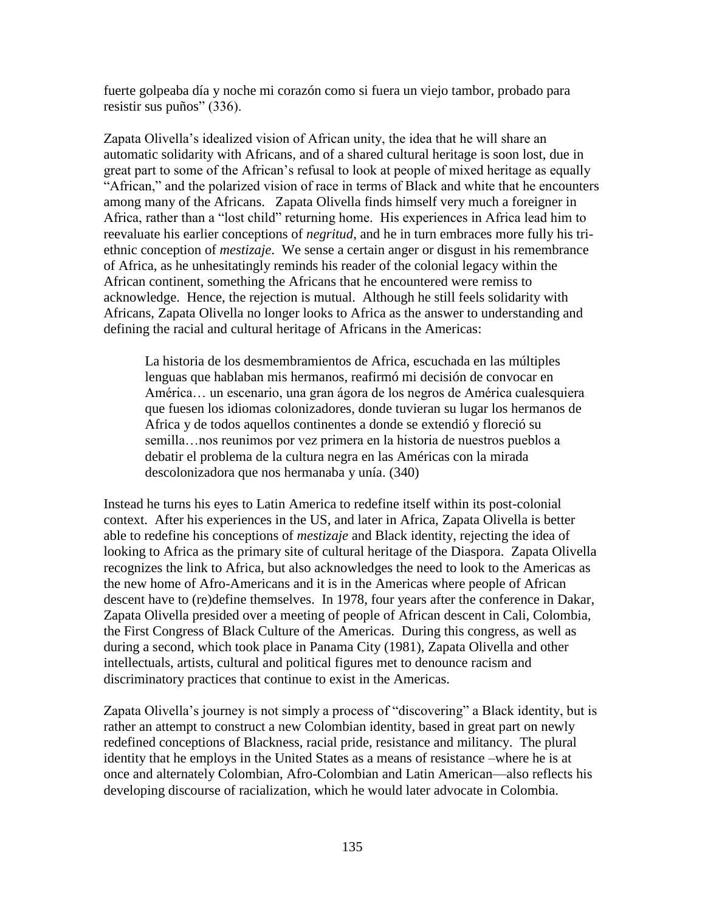fuerte golpeaba día y noche mi corazón como si fuera un viejo tambor, probado para resistir sus puños" (336).

Zapata Olivella's idealized vision of African unity, the idea that he will share an automatic solidarity with Africans, and of a shared cultural heritage is soon lost, due in great part to some of the African's refusal to look at people of mixed heritage as equally "African," and the polarized vision of race in terms of Black and white that he encounters among many of the Africans. Zapata Olivella finds himself very much a foreigner in Africa, rather than a "lost child" returning home. His experiences in Africa lead him to reevaluate his earlier conceptions of *negritud*, and he in turn embraces more fully his tri-ethnic conception of *mestizaje*. We sense a certain anger or disgust in his remembrance of Africa, as he unhesitatingly reminds his reader of the colonial legacy within the African continent, something the Africans that he encountered were remiss to acknowledge. Hence, the rejection is mutual. Although he still feels solidarity with Africans, Zapata Olivella no longer looks to Africa as the answer to understanding and defining the racial and cultural heritage of Africans in the Americas:

> La historia de los desmembramientos de Africa, escuchada en las múltiples lenguas que hablaban mis hermanos, reafirmó mi decisión de convocar en América… un escenario, una gran ágora de los negros de América cualesquiera que fuesen los idiomas colonizadores, donde tuvieran su lugar los hermanos de Africa y de todos aquellos continentes a donde se extendió y floreció su semilla…nos reunimos por vez primera en la historia de nuestros pueblos a debatir el problema de la cultura negra en las Américas con la mirada descolonizadora que nos hermanaba y unía. (340)

Instead he turns his eyes to Latin America to redefine itself within its post-colonial context. After his experiences in the US, and later in Africa, Zapata Olivella is better able to redefine his conceptions of *mestizaje* and Black identity, rejecting the idea of looking to Africa as the primary site of cultural heritage of the Diaspora. Zapata Olivella recognizes the link to Africa, but also acknowledges the need to look to the Americas as the new home of Afro-Americans and it is in the Americas where people of African descent have to (re)define themselves. In 1978, four years after the conference in Dakar, Zapata Olivella presided over a meeting of people of African descent in Cali, Colombia, the First Congress of Black Culture of the Americas. During this congress, as well as during a second, which took place in Panama City (1981), Zapata Olivella and other intellectuals, artists, cultural and political figures met to denounce racism and discriminatory practices that continue to exist in the Americas.

Zapata Olivella's journey is not simply a process of "discovering" a Black identity, but is rather an attempt to construct a new Colombian identity, based in great part on newly redefined conceptions of Blackness, racial pride, resistance and militancy. The plural identity that he employs in the United States as a means of resistance –where he is at once and alternately Colombian, Afro-Colombian and Latin American—also reflects his developing discourse of racialization, which he would later advocate in Colombia.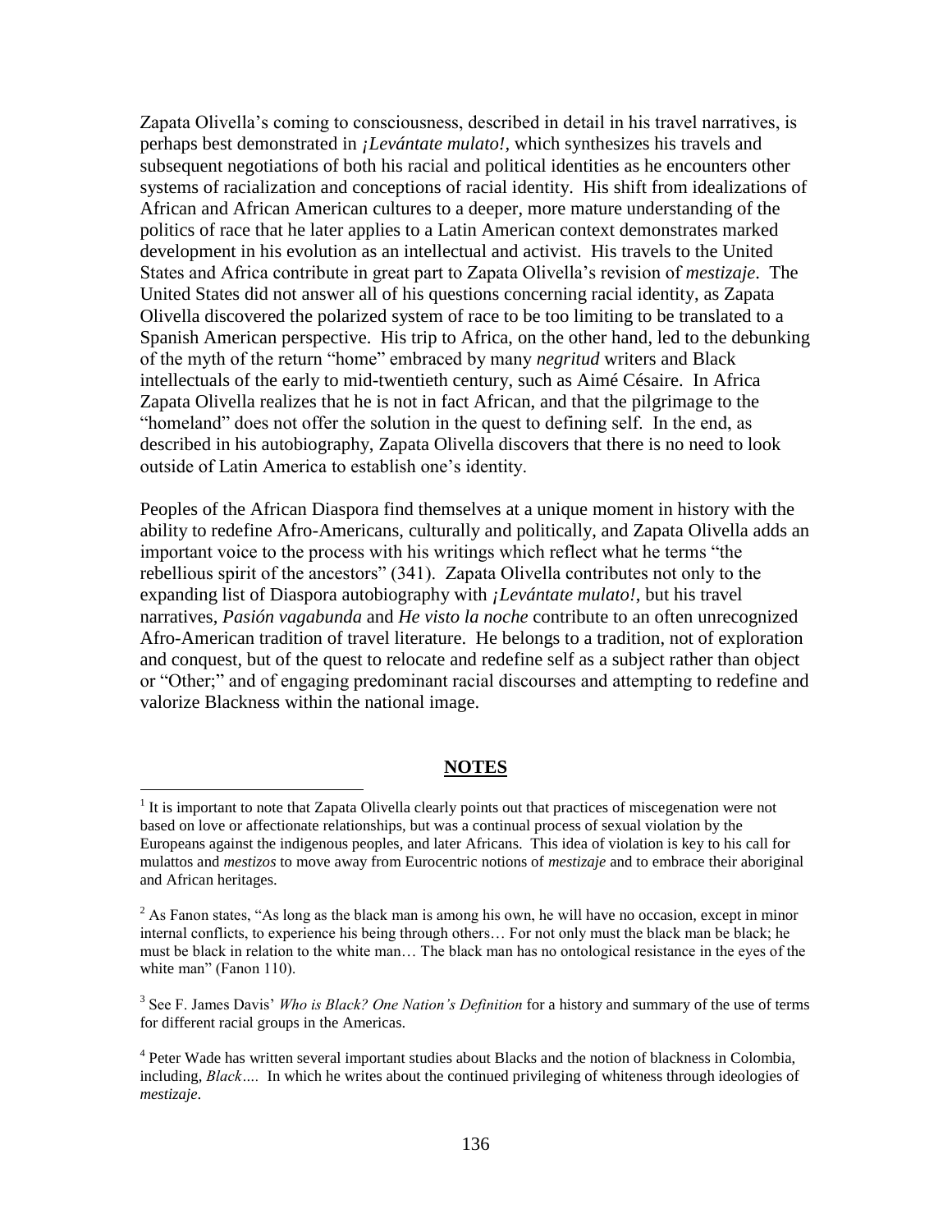Zapata Olivella's coming to consciousness, described in detail in his travel narratives, is perhaps best demonstrated in *¡Levántate mulato!*, which synthesizes his travels and subsequent negotiations of both his racial and political identities as he encounters other systems of racialization and conceptions of racial identity. His shift from idealizations of African and African American cultures to a deeper, more mature understanding of the politics of race that he later applies to a Latin American context demonstrates marked development in his evolution as an intellectual and activist. His travels to the United States and Africa contribute in great part to Zapata Olivella's revision of *mestizaje*. The United States did not answer all of his questions concerning racial identity, as Zapata Olivella discovered the polarized system of race to be too limiting to be translated to a Spanish American perspective. His trip to Africa, on the other hand, led to the debunking of the myth of the return "home" embraced by many *negritud* writers and Black intellectuals of the early to mid-twentieth century, such as Aimé Césaire. In Africa Zapata Olivella realizes that he is not in fact African, and that the pilgrimage to the "homeland" does not offer the solution in the quest to defining self. In the end, as described in his autobiography, Zapata Olivella discovers that there is no need to look outside of Latin America to establish one's identity.

Peoples of the African Diaspora find themselves at a unique moment in history with the ability to redefine Afro-Americans, culturally and politically, and Zapata Olivella adds an important voice to the process with his writings which reflect what he terms "the rebellious spirit of the ancestors" (341). Zapata Olivella contributes not only to the expanding list of Diaspora autobiography with *¡Levántate mulato!*, but his travel narratives, *Pasión vagabunda* and *He visto la noche* contribute to an often unrecognized Afro-American tradition of travel literature. He belongs to a tradition, not of exploration and conquest, but of the quest to relocate and redefine self as a subject rather than object or "Other;" and of engaging predominant racial discourses and attempting to redefine and valorize Blackness within the national image.

## NOTES

[1] It is important to note that Zapata Olivella clearly points out that practices of miscegenation were not based on love or affectionate relationships, but was a continual process of sexual violation by the Europeans against the indigenous peoples, and later Africans. This idea of violation is key to his call for mulattos and *mestizos* to move away from Eurocentric notions of *mestizaje* and to embrace their aboriginal and African heritages.

[2] As Fanon states, "As long as the black man is among his own, he will have no occasion, except in minor internal conflicts, to experience his being through others… For not only must the black man be black; he must be black in relation to the white man… The black man has no ontological resistance in the eyes of the white man" (Fanon 110).

[3] See F. James Davis' *Who is Black? One Nation's Definition* for a history and summary of the use of terms for different racial groups in the Americas.

[4] Peter Wade has written several important studies about Blacks and the notion of blackness in Colombia, including, *Black….* In which he writes about the continued privileging of whiteness through ideologies of *mestizaje*.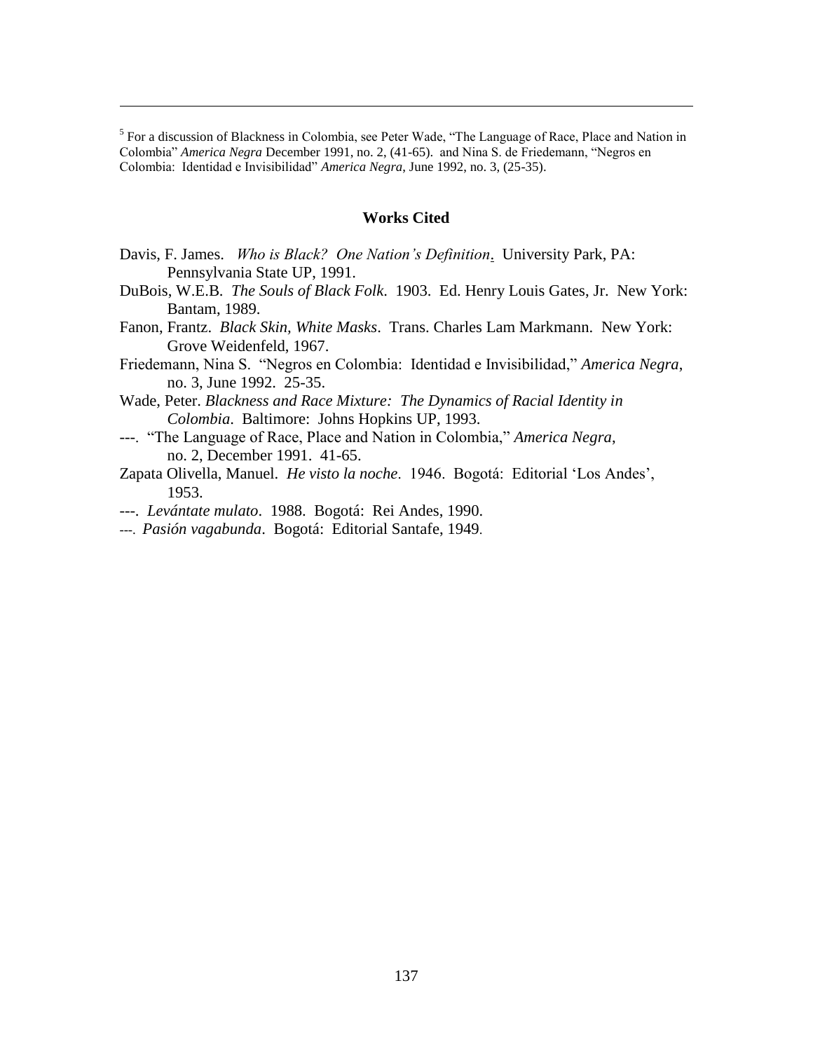[5] For a discussion of Blackness in Colombia, see Peter Wade, "The Language of Race, Place and Nation in Colombia" *America Negra* December 1991, no. 2, (41-65). and Nina S. de Friedemann, "Negros en Colombia: Identidad e Invisibilidad" *America Negra*, June 1992, no. 3, (25-35).

## Works Cited

Davis, F. James. *Who is Black? One Nation's Definition*. University Park, PA: Pennsylvania State UP, 1991.

DuBois, W.E.B. *The Souls of Black Folk*. 1903. Ed. Henry Louis Gates, Jr. New York: Bantam, 1989.

Fanon, Frantz. *Black Skin, White Masks*. Trans. Charles Lam Markmann. New York: Grove Weidenfeld, 1967.

Friedemann, Nina S. "Negros en Colombia: Identidad e Invisibilidad," *America Negra*, no. 3, June 1992. 25-35.

Wade, Peter. *Blackness and Race Mixture: The Dynamics of Racial Identity in Colombia*. Baltimore: Johns Hopkins UP, 1993.

---. "The Language of Race, Place and Nation in Colombia," *America Negra*, no. 2, December 1991. 41-65.

Zapata Olivella, Manuel. *He visto la noche*. 1946. Bogotá: Editorial 'Los Andes', 1953.

---. *Levántate mulato*. 1988. Bogotá: Rei Andes, 1990.

---. *Pasión vagabunda*. Bogotá: Editorial Santafe, 1949.